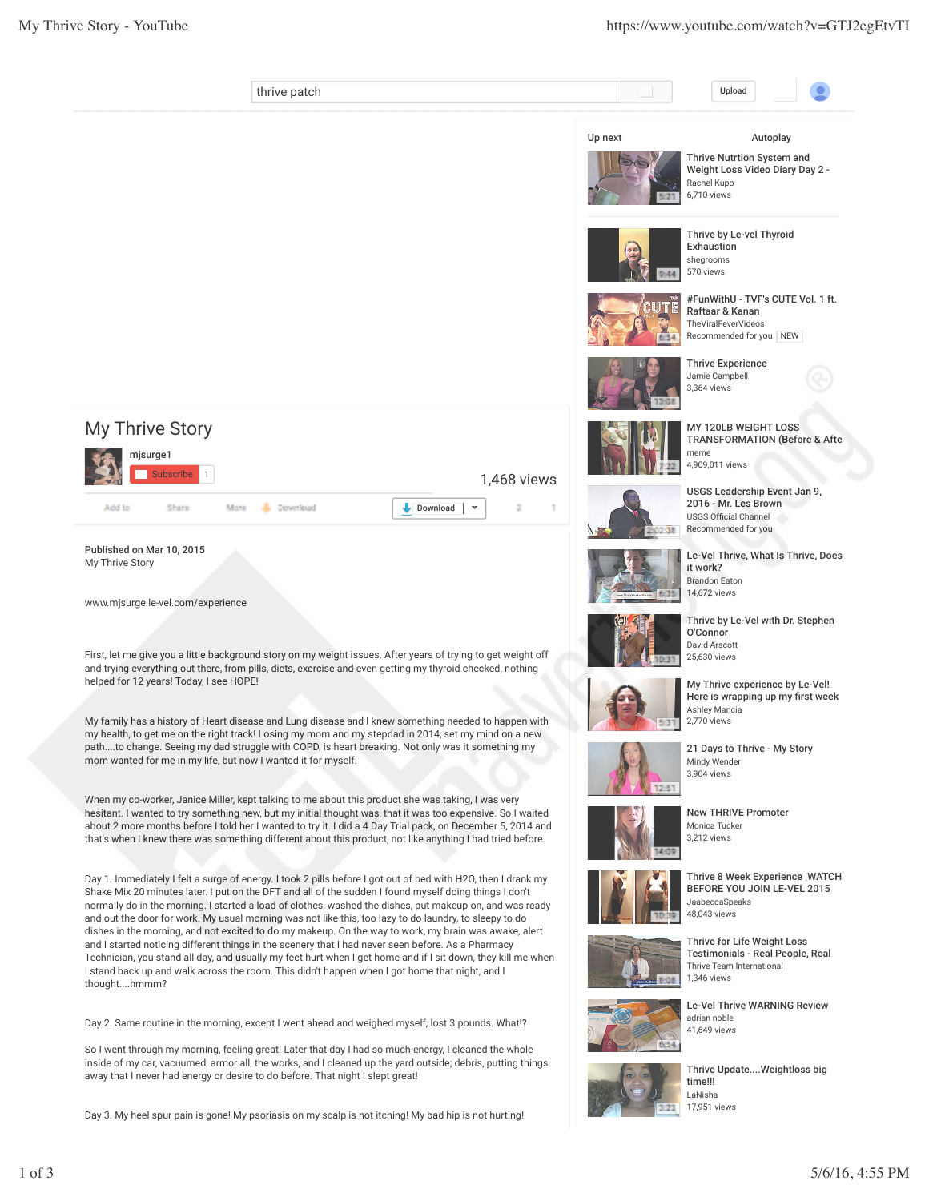thrive patch

Upload

# My Thrive Story

mjsurge1

Subscribe 1

1,468 views

Add to Share More Download

Download

2 1

Published on Mar 10, 2015

My Thrive Story

www.mjsurge.le-vel.com/experience

First, let me give you a little background story on my weight issues. After years of trying to get weight off and trying everything out there, from pills, diets, exercise and even getting my thyroid checked, nothing helped for 12 years! Today, I see HOPE!

My family has a history of Heart disease and Lung disease and I knew something needed to happen with my health, to get me on the right track! Losing my mom and my stepdad in 2014, set my mind on a new path....to change. Seeing my dad struggle with COPD, is heart breaking. Not only was it something my mom wanted for me in my life, but now I wanted it for myself.

When my co-worker, Janice Miller, kept talking to me about this product she was taking, I was very hesitant. I wanted to try something new, but my initial thought was, that it was too expensive. So I waited about 2 more months before I told her I wanted to try it. I did a 4 Day Trial pack, on December 5, 2014 and that's when I knew there was something different about this product, not like anything I had tried before.

Day 1. Immediately I felt a surge of energy. I took 2 pills before I got out of bed with H2O, then I drank my Shake Mix 20 minutes later. I put on the DFT and all of the sudden I found myself doing things I don't normally do in the morning. I started a load of clothes, washed the dishes, put makeup on, and was ready and out the door for work. My usual morning was not like this, too lazy to do laundry, to sleepy to do dishes in the morning, and not excited to do my makeup. On the way to work, my brain was awake, alert and I started noticing different things in the scenery that I had never seen before. As a Pharmacy Technician, you stand all day, and usually my feet hurt when I get home and if I sit down, they kill me when I stand back up and walk across the room. This didn't happen when I got home that night, and I thought....hmmm?

Day 2. Same routine in the morning, except I went ahead and weighed myself, lost 3 pounds. What!?

So I went through my morning, feeling great! Later that day I had so much energy, I cleaned the whole inside of my car, vacuumed, armor all, the works, and I cleaned up the yard outside; debris, putting things away that I never had energy or desire to do before. That night I slept great!

Day 3. My heel spur pain is gone! My psoriasis on my scalp is not itching! My bad hip is not hurting!

Up next — Autoplay

- Thrive Nutrtion System and Weight Loss Video Diary Day 2 - Rachel Kupo — 6,710 views (5:21)
- Thrive by Le-vel Thyroid Exhaustion — shegrooms — 570 views (9:44)
- #FunWithU - TVF's CUTE Vol. 1 ft. Raftaar & Kanan — TheViralFeverVideos — Recommended for you NEW (6:54)
- Thrive Experience — Jamie Campbell — 3,364 views (13:08)
- MY 120LB WEIGHT LOSS TRANSFORMATION (Before & Afte — meme — 4,909,011 views (7:22)
- USGS Leadership Event Jan 9, 2016 - Mr. Les Brown — USGS Official Channel — Recommended for you (2:02:38)
- Le-Vel Thrive, What Is Thrive, Does it work? — Brandon Eaton — 14,672 views (6:35)
- Thrive by Le-Vel with Dr. Stephen O'Connor — David Arscott — 25,630 views (10:31)
- My Thrive experience by Le-Vel! Here is wrapping up my first week — Ashley Mancia — 2,770 views (5:31)
- 21 Days to Thrive - My Story — Mindy Wender — 3,904 views (12:51)
- New THRIVE Promoter — Monica Tucker — 3,212 views (14:09)
- Thrive 8 Week Experience |WATCH BEFORE YOU JOIN LE-VEL 2015 — JaabeccaSpeaks — 48,043 views (10:29)
- Thrive for Life Weight Loss Testimonials - Real People, Real — Thrive Team International — 1,346 views (6:08)
- Le-Vel Thrive WARNING Review — adrian noble — 41,649 views (6:54)
- Thrive Update....Weightloss big time!!! — LaNisha — 17,951 views (3:23)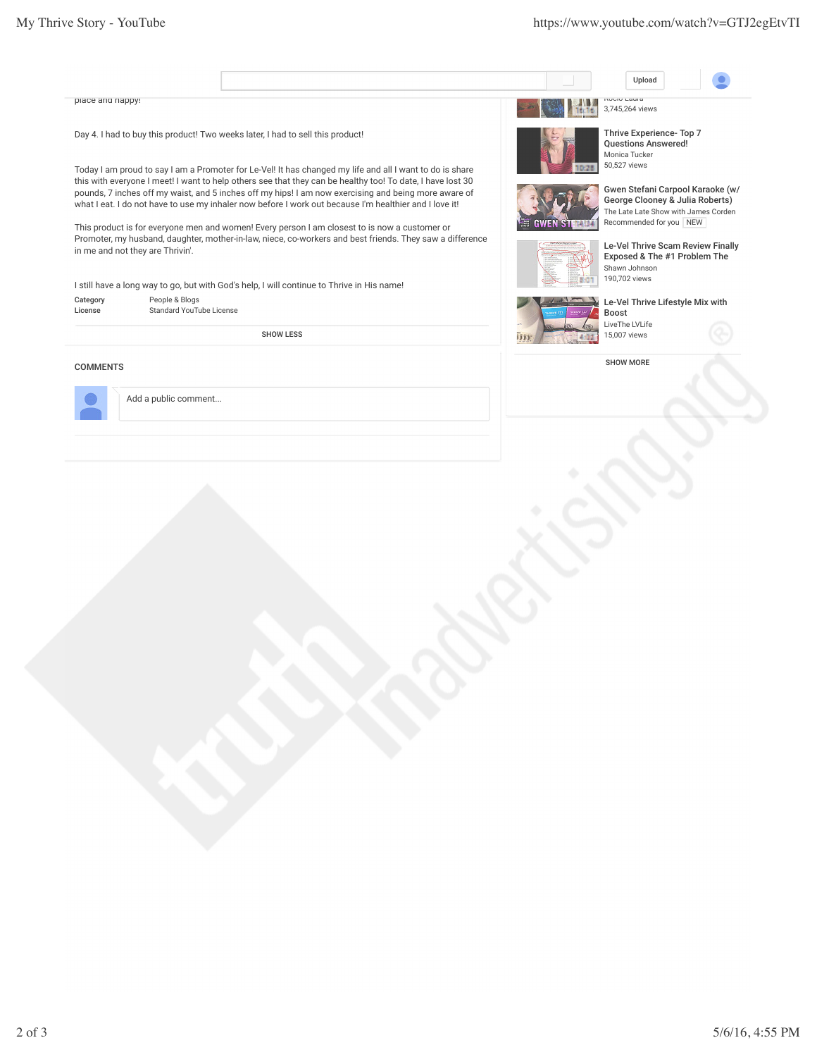place and happy!

Day 4. I had to buy this product! Two weeks later, I had to sell this product!

Today I am proud to say I am a Promoter for Le-Vel! It has changed my life and all I want to do is share this with everyone I meet! I want to help others see that they can be healthy too! To date, I have lost 30 pounds, 7 inches off my waist, and 5 inches off my hips! I am now exercising and being more aware of what I eat. I do not have to use my inhaler now before I work out because I'm healthier and I love it!

This product is for everyone men and women! Every person I am closest to is now a customer or Promoter, my husband, daughter, mother-in-law, niece, co-workers and best friends. They saw a difference in me and not they are Thrivin'.

I still have a long way to go, but with God's help, I will continue to Thrive in His name!

**Category** People & Blogs
**License** Standard YouTube License

SHOW LESS

COMMENTS

Add a public comment...

Rocio Laura
3,745,264 views

**Thrive Experience- Top 7 Questions Answered!**
Monica Tucker
50,527 views

**Gwen Stefani Carpool Karaoke (w/ George Clooney & Julia Roberts)**
The Late Late Show with James Corden
Recommended for you NEW

**Le-Vel Thrive Scam Review Finally Exposed & The #1 Problem The**
Shawn Johnson
190,702 views

**Le-Vel Thrive Lifestyle Mix with Boost**
LiveThe LVLife
15,007 views

SHOW MORE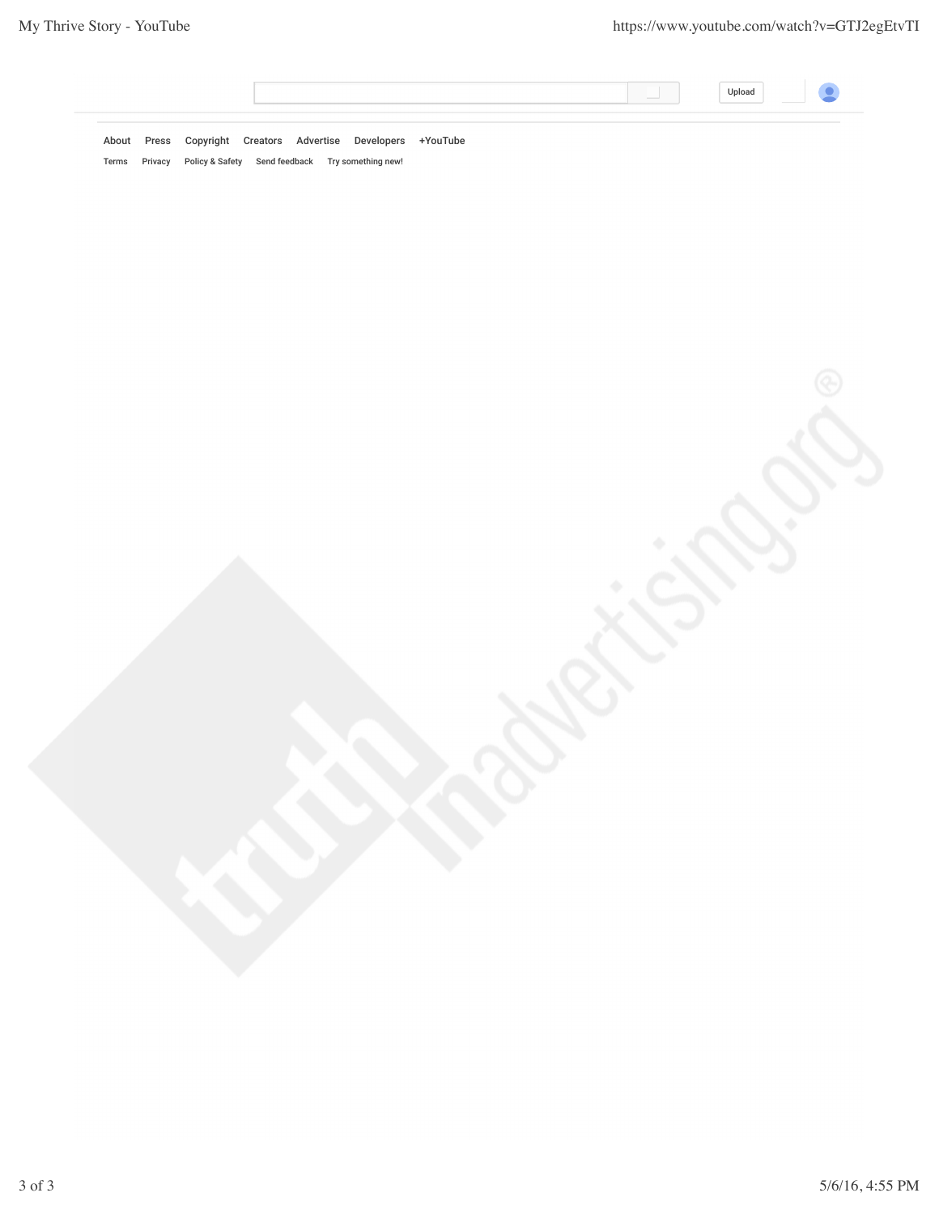Upload

About Press Copyright Creators Advertise Developers +YouTube

Terms Privacy Policy & Safety Send feedback Try something new!